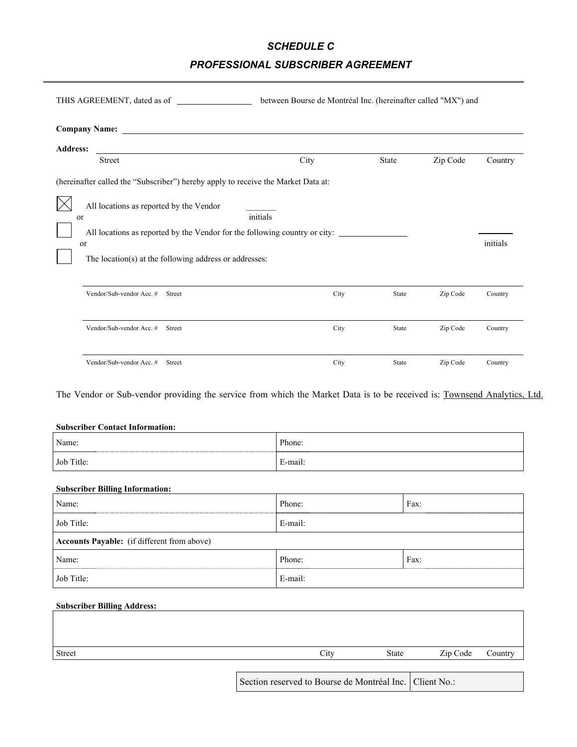## *SCHEDULE C*

## *PROFESSIONAL SUBSCRIBER AGREEMENT*

---

THIS AGREEMENT, dated as of ________________ between Bourse de Montréal Inc. (hereinafter called "MX") and

**Company Name:** ______________________________________________

**Address:** ______________________________________________

Street | City | State | Zip Code | Country

(hereinafter called the "Subscriber") hereby apply to receive the Market Data at:

- [x] All locations as reported by the Vendor ________ initials

or

- [ ] All locations as reported by the Vendor for the following country or city: ________________ ________ initials

or

- [ ] The location(s) at the following address or addresses:

| Vendor/Sub-vendor Acc. # | Street | City | State | Zip Code | Country |
|---|---|---|---|---|---|
| | | | | | |
| Vendor/Sub-vendor Acc. # | Street | City | State | Zip Code | Country |
| | | | | | |
| Vendor/Sub-vendor Acc. # | Street | City | State | Zip Code | Country |

The Vendor or Sub-vendor providing the service from which the Market Data is to be received is: Townsend Analytics, Ltd.

**Subscriber Contact Information:**

| Name: | Phone: |
|---|---|
| Job Title: | E-mail: |

**Subscriber Billing Information:**

| Name: | Phone: | Fax: |
|---|---|---|
| Job Title: | E-mail: | |
| **Accounts Payable:** (if different from above) | | |
| Name: | Phone: | Fax: |
| Job Title: | E-mail: | |

**Subscriber Billing Address:**

| | | | | |
|---|---|---|---|---|
| | | | | |
| Street | City | State | Zip Code | Country |

| Section reserved to Bourse de Montréal Inc. | Client No.: |
|---|---|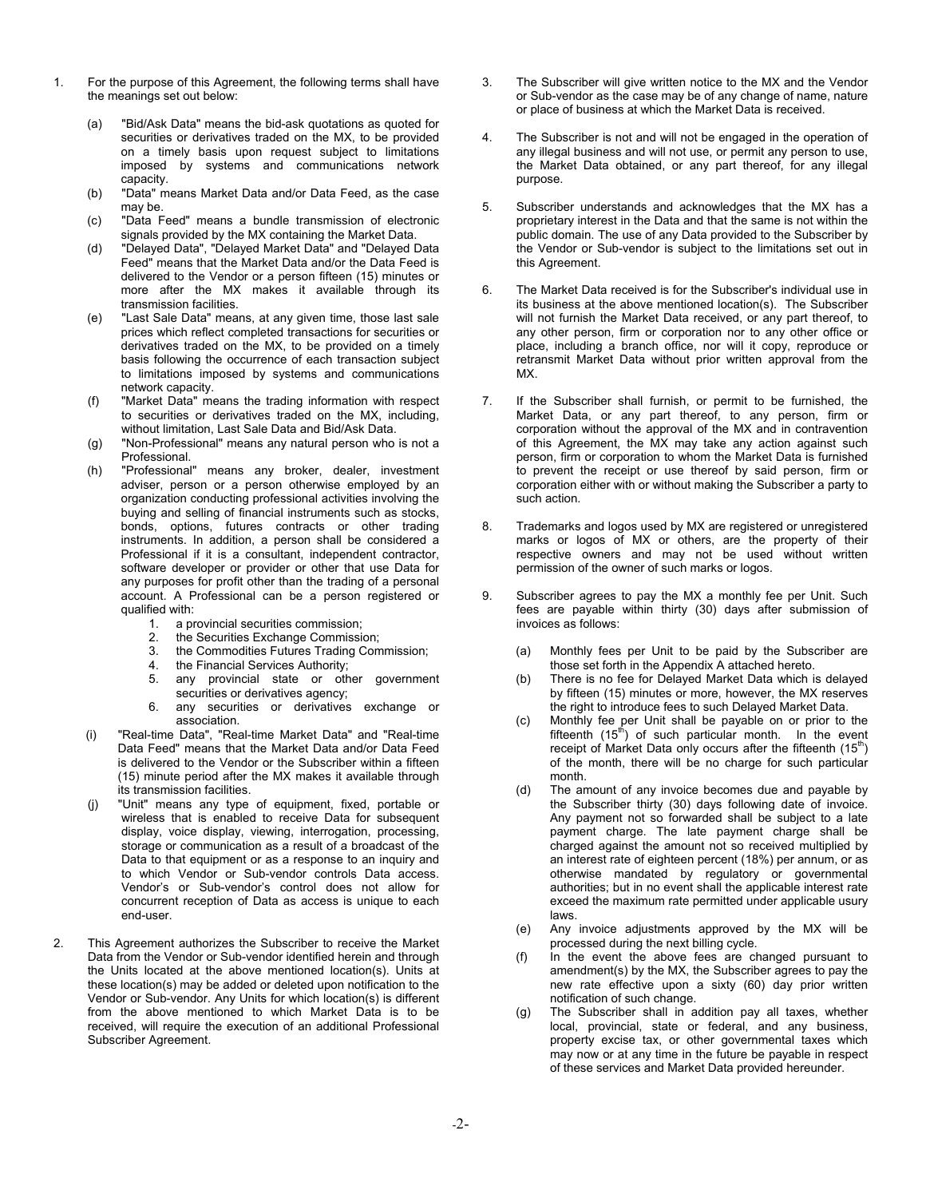1. For the purpose of this Agreement, the following terms shall have the meanings set out below:

   (a) "Bid/Ask Data" means the bid-ask quotations as quoted for securities or derivatives traded on the MX, to be provided on a timely basis upon request subject to limitations imposed by systems and communications network capacity.

   (b) "Data" means Market Data and/or Data Feed, as the case may be.

   (c) "Data Feed" means a bundle transmission of electronic signals provided by the MX containing the Market Data.

   (d) "Delayed Data", "Delayed Market Data" and "Delayed Data Feed" means that the Market Data and/or the Data Feed is delivered to the Vendor or a person fifteen (15) minutes or more after the MX makes it available through its transmission facilities.

   (e) "Last Sale Data" means, at any given time, those last sale prices which reflect completed transactions for securities or derivatives traded on the MX, to be provided on a timely basis following the occurrence of each transaction subject to limitations imposed by systems and communications network capacity.

   (f) "Market Data" means the trading information with respect to securities or derivatives traded on the MX, including, without limitation, Last Sale Data and Bid/Ask Data.

   (g) "Non-Professional" means any natural person who is not a Professional.

   (h) "Professional" means any broker, dealer, investment adviser, person or a person otherwise employed by an organization conducting professional activities involving the buying and selling of financial instruments such as stocks, bonds, options, futures contracts or other trading instruments. In addition, a person shall be considered a Professional if it is a consultant, independent contractor, software developer or provider or other that use Data for any purposes for profit other than the trading of a personal account. A Professional can be a person registered or qualified with:
      1. a provincial securities commission;
      2. the Securities Exchange Commission;
      3. the Commodities Futures Trading Commission;
      4. the Financial Services Authority;
      5. any provincial state or other government securities or derivatives agency;
      6. any securities or derivatives exchange or association.

   (i) "Real-time Data", "Real-time Market Data" and "Real-time Data Feed" means that the Market Data and/or Data Feed is delivered to the Vendor or the Subscriber within a fifteen (15) minute period after the MX makes it available through its transmission facilities.

   (j) "Unit" means any type of equipment, fixed, portable or wireless that is enabled to receive Data for subsequent display, voice display, viewing, interrogation, processing, storage or communication as a result of a broadcast of the Data to that equipment or as a response to an inquiry and to which Vendor or Sub-vendor controls Data access. Vendor's or Sub-vendor's control does not allow for concurrent reception of Data as access is unique to each end-user.

2. This Agreement authorizes the Subscriber to receive the Market Data from the Vendor or Sub-vendor identified herein and through the Units located at the above mentioned location(s). Units at these location(s) may be added or deleted upon notification to the Vendor or Sub-vendor. Any Units for which location(s) is different from the above mentioned to which Market Data is to be received, will require the execution of an additional Professional Subscriber Agreement.

3. The Subscriber will give written notice to the MX and the Vendor or Sub-vendor as the case may be of any change of name, nature or place of business at which the Market Data is received.

4. The Subscriber is not and will not be engaged in the operation of any illegal business and will not use, or permit any person to use, the Market Data obtained, or any part thereof, for any illegal purpose.

5. Subscriber understands and acknowledges that the MX has a proprietary interest in the Data and that the same is not within the public domain. The use of any Data provided to the Subscriber by the Vendor or Sub-vendor is subject to the limitations set out in this Agreement.

6. The Market Data received is for the Subscriber's individual use in its business at the above mentioned location(s). The Subscriber will not furnish the Market Data received, or any part thereof, to any other person, firm or corporation nor to any other office or place, including a branch office, nor will it copy, reproduce or retransmit Market Data without prior written approval from the MX.

7. If the Subscriber shall furnish, or permit to be furnished, the Market Data, or any part thereof, to any person, firm or corporation without the approval of the MX and in contravention of this Agreement, the MX may take any action against such person, firm or corporation to whom the Market Data is furnished to prevent the receipt or use thereof by said person, firm or corporation either with or without making the Subscriber a party to such action.

8. Trademarks and logos used by MX are registered or unregistered marks or logos of MX or others, are the property of their respective owners and may not be used without written permission of the owner of such marks or logos.

9. Subscriber agrees to pay the MX a monthly fee per Unit. Such fees are payable within thirty (30) days after submission of invoices as follows:

   (a) Monthly fees per Unit to be paid by the Subscriber are those set forth in the Appendix A attached hereto.

   (b) There is no fee for Delayed Market Data which is delayed by fifteen (15) minutes or more, however, the MX reserves the right to introduce fees to such Delayed Market Data.

   (c) Monthly fee per Unit shall be payable on or prior to the fifteenth (15th) of such particular month. In the event receipt of Market Data only occurs after the fifteenth (15th) of the month, there will be no charge for such particular month.

   (d) The amount of any invoice becomes due and payable by the Subscriber thirty (30) days following date of invoice. Any payment not so forwarded shall be subject to a late payment charge. The late payment charge shall be charged against the amount not so received multiplied by an interest rate of eighteen percent (18%) per annum, or as otherwise mandated by regulatory or governmental authorities; but in no event shall the applicable interest rate exceed the maximum rate permitted under applicable usury laws.

   (e) Any invoice adjustments approved by the MX will be processed during the next billing cycle.

   (f) In the event the above fees are changed pursuant to amendment(s) by the MX, the Subscriber agrees to pay the new rate effective upon a sixty (60) day prior written notification of such change.

   (g) The Subscriber shall in addition pay all taxes, whether local, provincial, state or federal, and any business, property excise tax, or other governmental taxes which may now or at any time in the future be payable in respect of these services and Market Data provided hereunder.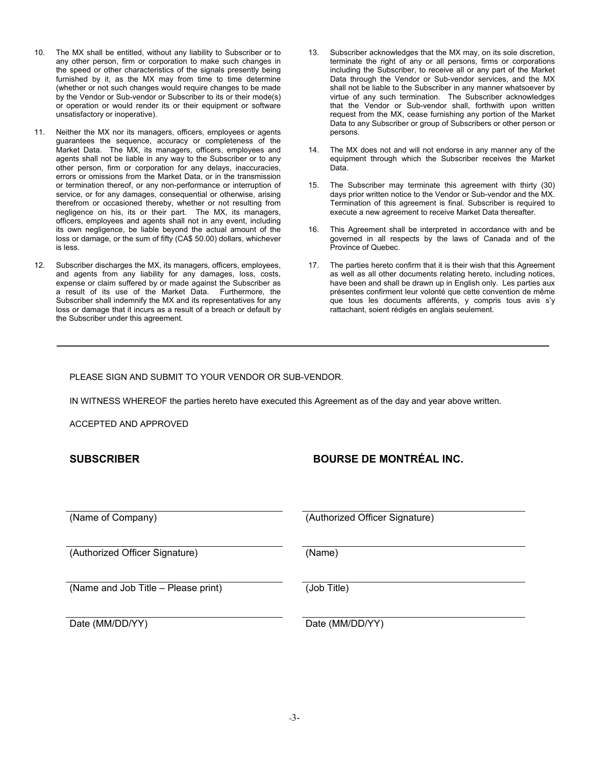10. The MX shall be entitled, without any liability to Subscriber or to any other person, firm or corporation to make such changes in the speed or other characteristics of the signals presently being furnished by it, as the MX may from time to time determine (whether or not such changes would require changes to be made by the Vendor or Sub-vendor or Subscriber to its or their mode(s) or operation or would render its or their equipment or software unsatisfactory or inoperative).

11. Neither the MX nor its managers, officers, employees or agents guarantees the sequence, accuracy or completeness of the Market Data. The MX, its managers, officers, employees and agents shall not be liable in any way to the Subscriber or to any other person, firm or corporation for any delays, inaccuracies, errors or omissions from the Market Data, or in the transmission or termination thereof, or any non-performance or interruption of service, or for any damages, consequential or otherwise, arising therefrom or occasioned thereby, whether or not resulting from negligence on his, its or their part. The MX, its managers, officers, employees and agents shall not in any event, including its own negligence, be liable beyond the actual amount of the loss or damage, or the sum of fifty (CA$ 50.00) dollars, whichever is less.

12. Subscriber discharges the MX, its managers, officers, employees, and agents from any liability for any damages, loss, costs, expense or claim suffered by or made against the Subscriber as a result of its use of the Market Data. Furthermore, the Subscriber shall indemnify the MX and its representatives for any loss or damage that it incurs as a result of a breach or default by the Subscriber under this agreement.

13. Subscriber acknowledges that the MX may, on its sole discretion, terminate the right of any or all persons, firms or corporations including the Subscriber, to receive all or any part of the Market Data through the Vendor or Sub-vendor services, and the MX shall not be liable to the Subscriber in any manner whatsoever by virtue of any such termination. The Subscriber acknowledges that the Vendor or Sub-vendor shall, forthwith upon written request from the MX, cease furnishing any portion of the Market Data to any Subscriber or group of Subscribers or other person or persons.

14. The MX does not and will not endorse in any manner any of the equipment through which the Subscriber receives the Market Data.

15. The Subscriber may terminate this agreement with thirty (30) days prior written notice to the Vendor or Sub-vendor and the MX. Termination of this agreement is final. Subscriber is required to execute a new agreement to receive Market Data thereafter.

16. This Agreement shall be interpreted in accordance with and be governed in all respects by the laws of Canada and of the Province of Quebec.

17. The parties hereto confirm that it is their wish that this Agreement as well as all other documents relating hereto, including notices, have been and shall be drawn up in English only. Les parties aux présentes confirment leur volonté que cette convention de même que tous les documents afférents, y compris tous avis s'y rattachant, soient rédigés en anglais seulement.

---

PLEASE SIGN AND SUBMIT TO YOUR VENDOR OR SUB-VENDOR.

IN WITNESS WHEREOF the parties hereto have executed this Agreement as of the day and year above written.

ACCEPTED AND APPROVED

**SUBSCRIBER**

\_\_\_\_\_\_\_\_\_\_\_\_\_\_\_\_\_\_\_\_\_\_\_\_\_\_\_\_\_\_
(Name of Company)

\_\_\_\_\_\_\_\_\_\_\_\_\_\_\_\_\_\_\_\_\_\_\_\_\_\_\_\_\_\_
(Authorized Officer Signature)

\_\_\_\_\_\_\_\_\_\_\_\_\_\_\_\_\_\_\_\_\_\_\_\_\_\_\_\_\_\_
(Name and Job Title – Please print)

\_\_\_\_\_\_\_\_\_\_\_\_\_\_\_\_\_\_\_\_\_\_\_\_\_\_\_\_\_\_
Date (MM/DD/YY)

**BOURSE DE MONTRÉAL INC.**

\_\_\_\_\_\_\_\_\_\_\_\_\_\_\_\_\_\_\_\_\_\_\_\_\_\_\_\_\_\_
(Authorized Officer Signature)

\_\_\_\_\_\_\_\_\_\_\_\_\_\_\_\_\_\_\_\_\_\_\_\_\_\_\_\_\_\_
(Name)

\_\_\_\_\_\_\_\_\_\_\_\_\_\_\_\_\_\_\_\_\_\_\_\_\_\_\_\_\_\_
(Job Title)

\_\_\_\_\_\_\_\_\_\_\_\_\_\_\_\_\_\_\_\_\_\_\_\_\_\_\_\_\_\_
Date (MM/DD/YY)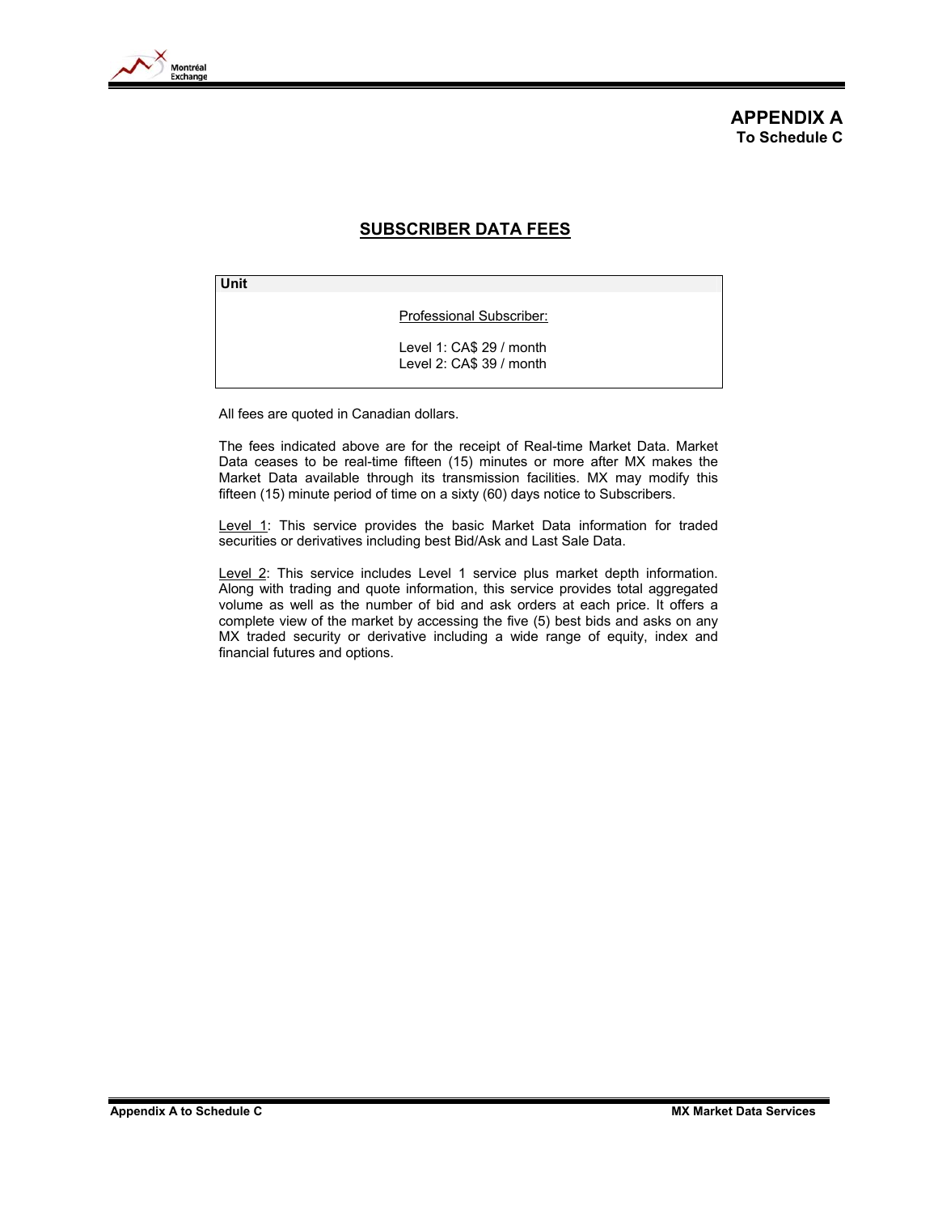# APPENDIX A
**To Schedule C**

## SUBSCRIBER DATA FEES

| Unit |
| --- |
| Professional Subscriber:<br><br>Level 1: CA$ 29 / month<br>Level 2: CA$ 39 / month |

All fees are quoted in Canadian dollars.

The fees indicated above are for the receipt of Real-time Market Data. Market Data ceases to be real-time fifteen (15) minutes or more after MX makes the Market Data available through its transmission facilities. MX may modify this fifteen (15) minute period of time on a sixty (60) days notice to Subscribers.

Level 1: This service provides the basic Market Data information for traded securities or derivatives including best Bid/Ask and Last Sale Data.

Level 2: This service includes Level 1 service plus market depth information. Along with trading and quote information, this service provides total aggregated volume as well as the number of bid and ask orders at each price. It offers a complete view of the market by accessing the five (5) best bids and asks on any MX traded security or derivative including a wide range of equity, index and financial futures and options.